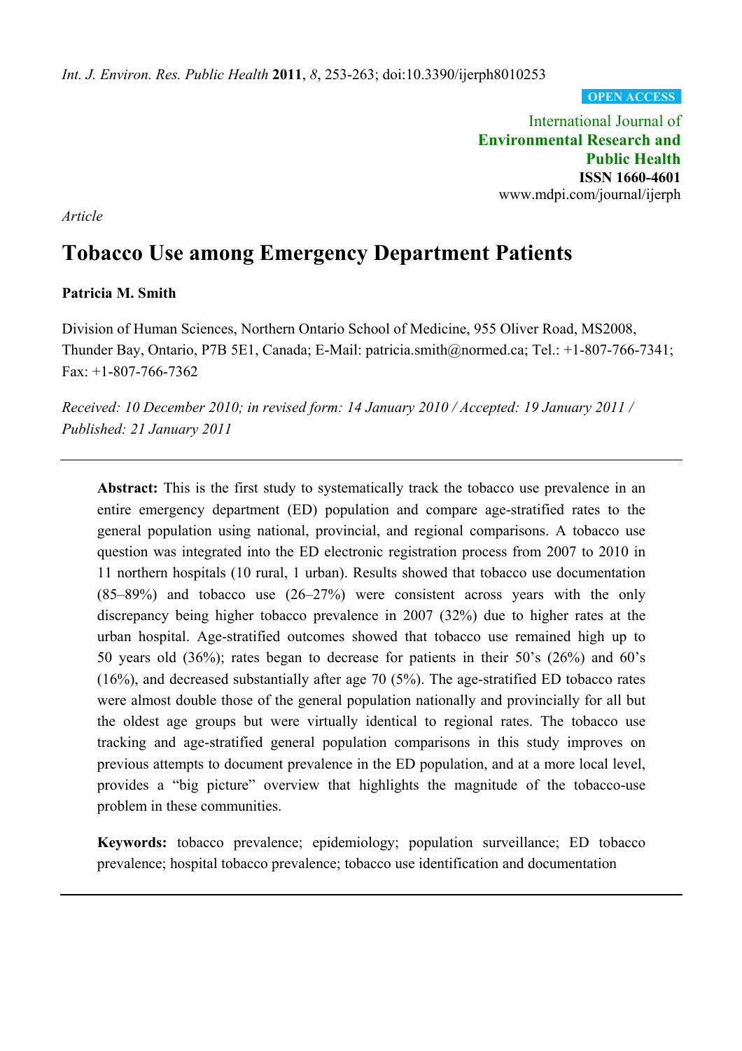*Int. J. Environ. Res. Public Health* **2011**, *8*, 253-263; doi:10.3390/ijerph8010253

**OPEN ACCESS**

International Journal of
**Environmental Research and Public Health**
**ISSN 1660-4601**
www.mdpi.com/journal/ijerph

*Article*

# Tobacco Use among Emergency Department Patients

**Patricia M. Smith**

Division of Human Sciences, Northern Ontario School of Medicine, 955 Oliver Road, MS2008, Thunder Bay, Ontario, P7B 5E1, Canada; E-Mail: patricia.smith@normed.ca; Tel.: +1-807-766-7341; Fax: +1-807-766-7362

*Received: 10 December 2010; in revised form: 14 January 2010 / Accepted: 19 January 2011 / Published: 21 January 2011*

---

**Abstract:** This is the first study to systematically track the tobacco use prevalence in an entire emergency department (ED) population and compare age-stratified rates to the general population using national, provincial, and regional comparisons. A tobacco use question was integrated into the ED electronic registration process from 2007 to 2010 in 11 northern hospitals (10 rural, 1 urban). Results showed that tobacco use documentation (85–89%) and tobacco use (26–27%) were consistent across years with the only discrepancy being higher tobacco prevalence in 2007 (32%) due to higher rates at the urban hospital. Age-stratified outcomes showed that tobacco use remained high up to 50 years old (36%); rates began to decrease for patients in their 50's (26%) and 60's (16%), and decreased substantially after age 70 (5%). The age-stratified ED tobacco rates were almost double those of the general population nationally and provincially for all but the oldest age groups but were virtually identical to regional rates. The tobacco use tracking and age-stratified general population comparisons in this study improves on previous attempts to document prevalence in the ED population, and at a more local level, provides a "big picture" overview that highlights the magnitude of the tobacco-use problem in these communities.

**Keywords:** tobacco prevalence; epidemiology; population surveillance; ED tobacco prevalence; hospital tobacco prevalence; tobacco use identification and documentation

---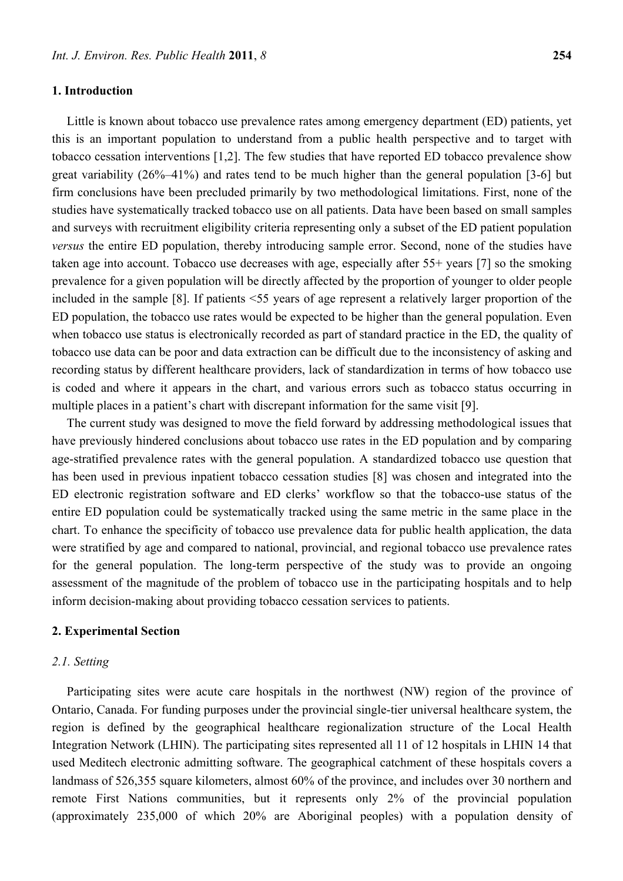## 1. Introduction

Little is known about tobacco use prevalence rates among emergency department (ED) patients, yet this is an important population to understand from a public health perspective and to target with tobacco cessation interventions [1,2]. The few studies that have reported ED tobacco prevalence show great variability (26%–41%) and rates tend to be much higher than the general population [3-6] but firm conclusions have been precluded primarily by two methodological limitations. First, none of the studies have systematically tracked tobacco use on all patients. Data have been based on small samples and surveys with recruitment eligibility criteria representing only a subset of the ED patient population *versus* the entire ED population, thereby introducing sample error. Second, none of the studies have taken age into account. Tobacco use decreases with age, especially after 55+ years [7] so the smoking prevalence for a given population will be directly affected by the proportion of younger to older people included in the sample [8]. If patients <55 years of age represent a relatively larger proportion of the ED population, the tobacco use rates would be expected to be higher than the general population. Even when tobacco use status is electronically recorded as part of standard practice in the ED, the quality of tobacco use data can be poor and data extraction can be difficult due to the inconsistency of asking and recording status by different healthcare providers, lack of standardization in terms of how tobacco use is coded and where it appears in the chart, and various errors such as tobacco status occurring in multiple places in a patient's chart with discrepant information for the same visit [9].

The current study was designed to move the field forward by addressing methodological issues that have previously hindered conclusions about tobacco use rates in the ED population and by comparing age-stratified prevalence rates with the general population. A standardized tobacco use question that has been used in previous inpatient tobacco cessation studies [8] was chosen and integrated into the ED electronic registration software and ED clerks' workflow so that the tobacco-use status of the entire ED population could be systematically tracked using the same metric in the same place in the chart. To enhance the specificity of tobacco use prevalence data for public health application, the data were stratified by age and compared to national, provincial, and regional tobacco use prevalence rates for the general population. The long-term perspective of the study was to provide an ongoing assessment of the magnitude of the problem of tobacco use in the participating hospitals and to help inform decision-making about providing tobacco cessation services to patients.

## 2. Experimental Section

### *2.1. Setting*

Participating sites were acute care hospitals in the northwest (NW) region of the province of Ontario, Canada. For funding purposes under the provincial single-tier universal healthcare system, the region is defined by the geographical healthcare regionalization structure of the Local Health Integration Network (LHIN). The participating sites represented all 11 of 12 hospitals in LHIN 14 that used Meditech electronic admitting software. The geographical catchment of these hospitals covers a landmass of 526,355 square kilometers, almost 60% of the province, and includes over 30 northern and remote First Nations communities, but it represents only 2% of the provincial population (approximately 235,000 of which 20% are Aboriginal peoples) with a population density of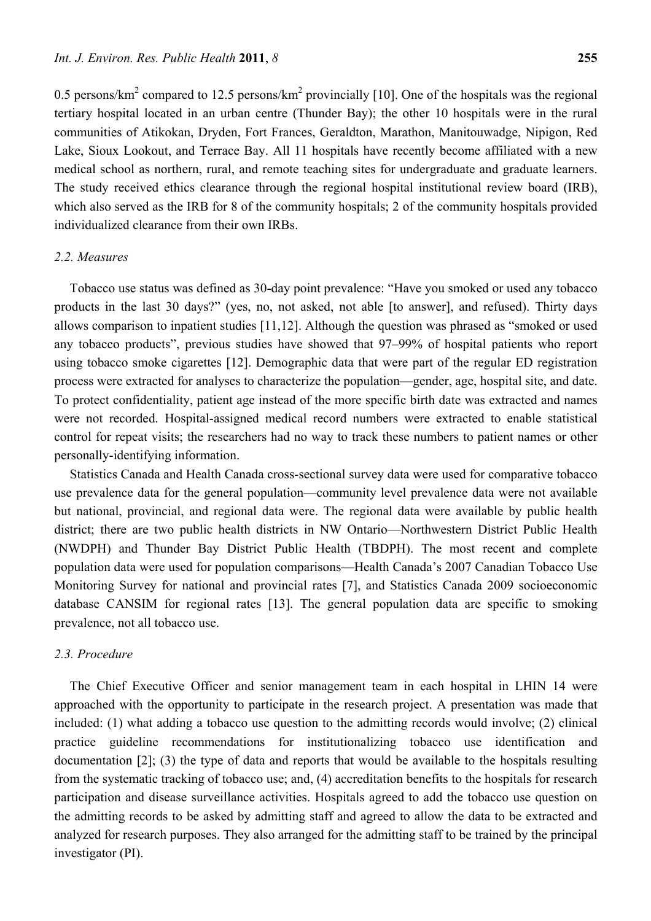0.5 persons/km$^2$ compared to 12.5 persons/km$^2$ provincially [10]. One of the hospitals was the regional tertiary hospital located in an urban centre (Thunder Bay); the other 10 hospitals were in the rural communities of Atikokan, Dryden, Fort Frances, Geraldton, Marathon, Manitouwadge, Nipigon, Red Lake, Sioux Lookout, and Terrace Bay. All 11 hospitals have recently become affiliated with a new medical school as northern, rural, and remote teaching sites for undergraduate and graduate learners. The study received ethics clearance through the regional hospital institutional review board (IRB), which also served as the IRB for 8 of the community hospitals; 2 of the community hospitals provided individualized clearance from their own IRBs.

### *2.2. Measures*

Tobacco use status was defined as 30-day point prevalence: "Have you smoked or used any tobacco products in the last 30 days?" (yes, no, not asked, not able [to answer], and refused). Thirty days allows comparison to inpatient studies [11,12]. Although the question was phrased as "smoked or used any tobacco products", previous studies have showed that 97–99% of hospital patients who report using tobacco smoke cigarettes [12]. Demographic data that were part of the regular ED registration process were extracted for analyses to characterize the population—gender, age, hospital site, and date. To protect confidentiality, patient age instead of the more specific birth date was extracted and names were not recorded. Hospital-assigned medical record numbers were extracted to enable statistical control for repeat visits; the researchers had no way to track these numbers to patient names or other personally-identifying information.

Statistics Canada and Health Canada cross-sectional survey data were used for comparative tobacco use prevalence data for the general population—community level prevalence data were not available but national, provincial, and regional data were. The regional data were available by public health district; there are two public health districts in NW Ontario—Northwestern District Public Health (NWDPH) and Thunder Bay District Public Health (TBDPH). The most recent and complete population data were used for population comparisons—Health Canada's 2007 Canadian Tobacco Use Monitoring Survey for national and provincial rates [7], and Statistics Canada 2009 socioeconomic database CANSIM for regional rates [13]. The general population data are specific to smoking prevalence, not all tobacco use.

### *2.3. Procedure*

The Chief Executive Officer and senior management team in each hospital in LHIN 14 were approached with the opportunity to participate in the research project. A presentation was made that included: (1) what adding a tobacco use question to the admitting records would involve; (2) clinical practice guideline recommendations for institutionalizing tobacco use identification and documentation [2]; (3) the type of data and reports that would be available to the hospitals resulting from the systematic tracking of tobacco use; and, (4) accreditation benefits to the hospitals for research participation and disease surveillance activities. Hospitals agreed to add the tobacco use question on the admitting records to be asked by admitting staff and agreed to allow the data to be extracted and analyzed for research purposes. They also arranged for the admitting staff to be trained by the principal investigator (PI).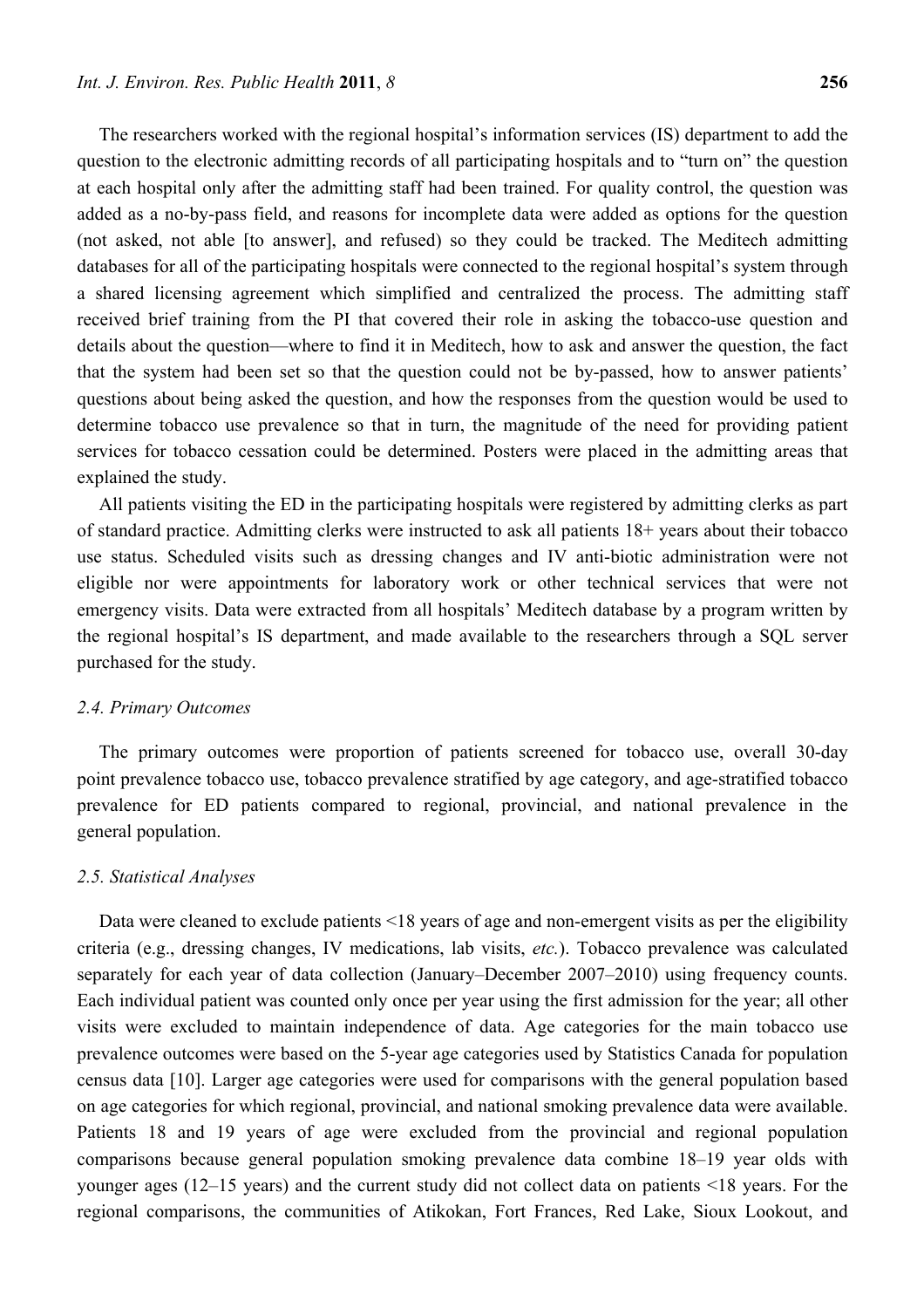The researchers worked with the regional hospital's information services (IS) department to add the question to the electronic admitting records of all participating hospitals and to "turn on" the question at each hospital only after the admitting staff had been trained. For quality control, the question was added as a no-by-pass field, and reasons for incomplete data were added as options for the question (not asked, not able [to answer], and refused) so they could be tracked. The Meditech admitting databases for all of the participating hospitals were connected to the regional hospital's system through a shared licensing agreement which simplified and centralized the process. The admitting staff received brief training from the PI that covered their role in asking the tobacco-use question and details about the question—where to find it in Meditech, how to ask and answer the question, the fact that the system had been set so that the question could not be by-passed, how to answer patients' questions about being asked the question, and how the responses from the question would be used to determine tobacco use prevalence so that in turn, the magnitude of the need for providing patient services for tobacco cessation could be determined. Posters were placed in the admitting areas that explained the study.

All patients visiting the ED in the participating hospitals were registered by admitting clerks as part of standard practice. Admitting clerks were instructed to ask all patients 18+ years about their tobacco use status. Scheduled visits such as dressing changes and IV anti-biotic administration were not eligible nor were appointments for laboratory work or other technical services that were not emergency visits. Data were extracted from all hospitals' Meditech database by a program written by the regional hospital's IS department, and made available to the researchers through a SQL server purchased for the study.

### 2.4. Primary Outcomes

The primary outcomes were proportion of patients screened for tobacco use, overall 30-day point prevalence tobacco use, tobacco prevalence stratified by age category, and age-stratified tobacco prevalence for ED patients compared to regional, provincial, and national prevalence in the general population.

### 2.5. Statistical Analyses

Data were cleaned to exclude patients <18 years of age and non-emergent visits as per the eligibility criteria (e.g., dressing changes, IV medications, lab visits, *etc.*). Tobacco prevalence was calculated separately for each year of data collection (January–December 2007–2010) using frequency counts. Each individual patient was counted only once per year using the first admission for the year; all other visits were excluded to maintain independence of data. Age categories for the main tobacco use prevalence outcomes were based on the 5-year age categories used by Statistics Canada for population census data [10]. Larger age categories were used for comparisons with the general population based on age categories for which regional, provincial, and national smoking prevalence data were available. Patients 18 and 19 years of age were excluded from the provincial and regional population comparisons because general population smoking prevalence data combine 18–19 year olds with younger ages (12–15 years) and the current study did not collect data on patients <18 years. For the regional comparisons, the communities of Atikokan, Fort Frances, Red Lake, Sioux Lookout, and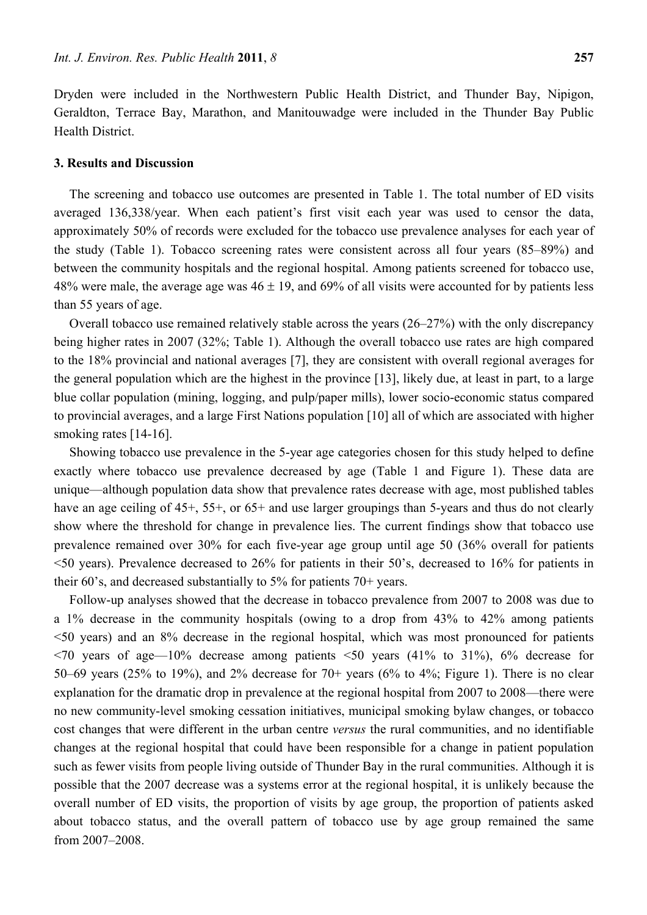Dryden were included in the Northwestern Public Health District, and Thunder Bay, Nipigon, Geraldton, Terrace Bay, Marathon, and Manitouwadge were included in the Thunder Bay Public Health District.

## 3. Results and Discussion

The screening and tobacco use outcomes are presented in Table 1. The total number of ED visits averaged 136,338/year. When each patient's first visit each year was used to censor the data, approximately 50% of records were excluded for the tobacco use prevalence analyses for each year of the study (Table 1). Tobacco screening rates were consistent across all four years (85–89%) and between the community hospitals and the regional hospital. Among patients screened for tobacco use, 48% were male, the average age was 46 ± 19, and 69% of all visits were accounted for by patients less than 55 years of age.

Overall tobacco use remained relatively stable across the years (26–27%) with the only discrepancy being higher rates in 2007 (32%; Table 1). Although the overall tobacco use rates are high compared to the 18% provincial and national averages [7], they are consistent with overall regional averages for the general population which are the highest in the province [13], likely due, at least in part, to a large blue collar population (mining, logging, and pulp/paper mills), lower socio-economic status compared to provincial averages, and a large First Nations population [10] all of which are associated with higher smoking rates [14-16].

Showing tobacco use prevalence in the 5-year age categories chosen for this study helped to define exactly where tobacco use prevalence decreased by age (Table 1 and Figure 1). These data are unique—although population data show that prevalence rates decrease with age, most published tables have an age ceiling of 45+, 55+, or 65+ and use larger groupings than 5-years and thus do not clearly show where the threshold for change in prevalence lies. The current findings show that tobacco use prevalence remained over 30% for each five-year age group until age 50 (36% overall for patients <50 years). Prevalence decreased to 26% for patients in their 50's, decreased to 16% for patients in their 60's, and decreased substantially to 5% for patients 70+ years.

Follow-up analyses showed that the decrease in tobacco prevalence from 2007 to 2008 was due to a 1% decrease in the community hospitals (owing to a drop from 43% to 42% among patients <50 years) and an 8% decrease in the regional hospital, which was most pronounced for patients <70 years of age—10% decrease among patients <50 years (41% to 31%), 6% decrease for 50–69 years (25% to 19%), and 2% decrease for 70+ years (6% to 4%; Figure 1). There is no clear explanation for the dramatic drop in prevalence at the regional hospital from 2007 to 2008—there were no new community-level smoking cessation initiatives, municipal smoking bylaw changes, or tobacco cost changes that were different in the urban centre *versus* the rural communities, and no identifiable changes at the regional hospital that could have been responsible for a change in patient population such as fewer visits from people living outside of Thunder Bay in the rural communities. Although it is possible that the 2007 decrease was a systems error at the regional hospital, it is unlikely because the overall number of ED visits, the proportion of visits by age group, the proportion of patients asked about tobacco status, and the overall pattern of tobacco use by age group remained the same from 2007–2008.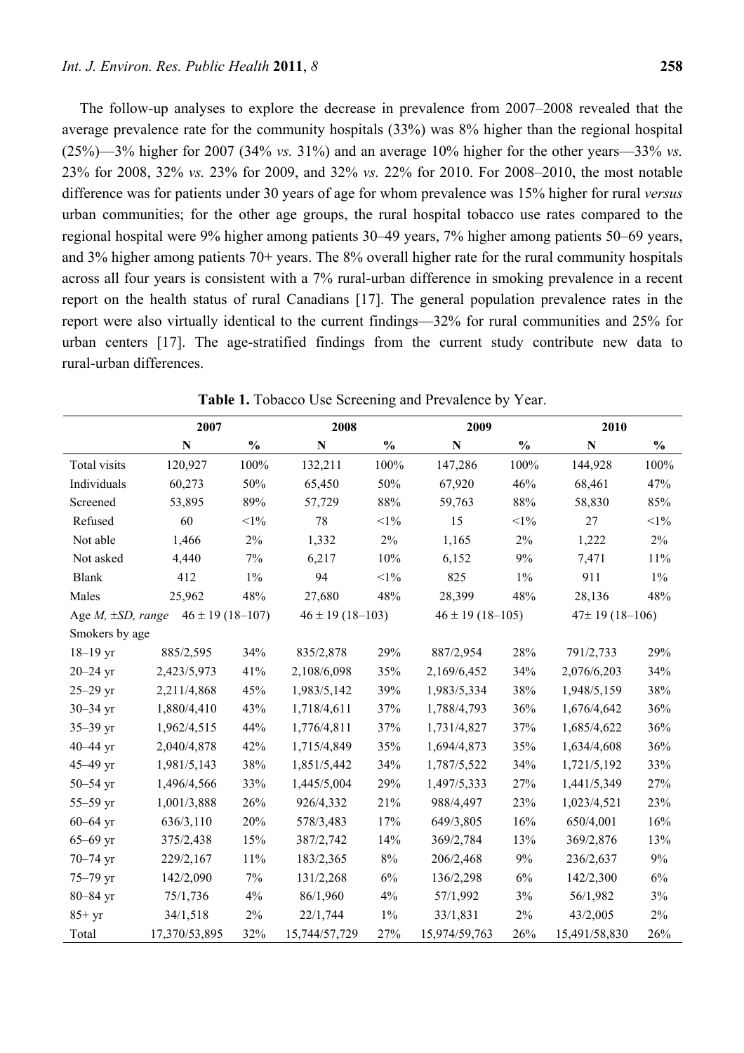The follow-up analyses to explore the decrease in prevalence from 2007–2008 revealed that the average prevalence rate for the community hospitals (33%) was 8% higher than the regional hospital (25%)—3% higher for 2007 (34% *vs.* 31%) and an average 10% higher for the other years—33% *vs.* 23% for 2008, 32% *vs.* 23% for 2009, and 32% *vs.* 22% for 2010. For 2008–2010, the most notable difference was for patients under 30 years of age for whom prevalence was 15% higher for rural *versus* urban communities; for the other age groups, the rural hospital tobacco use rates compared to the regional hospital were 9% higher among patients 30–49 years, 7% higher among patients 50–69 years, and 3% higher among patients 70+ years. The 8% overall higher rate for the rural community hospitals across all four years is consistent with a 7% rural-urban difference in smoking prevalence in a recent report on the health status of rural Canadians [17]. The general population prevalence rates in the report were also virtually identical to the current findings—32% for rural communities and 25% for urban centers [17]. The age-stratified findings from the current study contribute new data to rural-urban differences.

**Table 1.** Tobacco Use Screening and Prevalence by Year.

| | 2007 | | 2008 | | 2009 | | 2010 | |
|---|---|---|---|---|---|---|---|---|
| | **N** | **%** | **N** | **%** | **N** | **%** | **N** | **%** |
| Total visits | 120,927 | 100% | 132,211 | 100% | 147,286 | 100% | 144,928 | 100% |
| Individuals | 60,273 | 50% | 65,450 | 50% | 67,920 | 46% | 68,461 | 47% |
| Screened | 53,895 | 89% | 57,729 | 88% | 59,763 | 88% | 58,830 | 85% |
| Refused | 60 | <1% | 78 | <1% | 15 | <1% | 27 | <1% |
| Not able | 1,466 | 2% | 1,332 | 2% | 1,165 | 2% | 1,222 | 2% |
| Not asked | 4,440 | 7% | 6,217 | 10% | 6,152 | 9% | 7,471 | 11% |
| Blank | 412 | 1% | 94 | <1% | 825 | 1% | 911 | 1% |
| Males | 25,962 | 48% | 27,680 | 48% | 28,399 | 48% | 28,136 | 48% |
| Age *M, ±SD, range* | 46 ± 19 (18–107) | | 46 ± 19 (18–103) | | 46 ± 19 (18–105) | | 47± 19 (18–106) | |
| Smokers by age | | | | | | | | |
| 18–19 yr | 885/2,595 | 34% | 835/2,878 | 29% | 887/2,954 | 28% | 791/2,733 | 29% |
| 20–24 yr | 2,423/5,973 | 41% | 2,108/6,098 | 35% | 2,169/6,452 | 34% | 2,076/6,203 | 34% |
| 25–29 yr | 2,211/4,868 | 45% | 1,983/5,142 | 39% | 1,983/5,334 | 38% | 1,948/5,159 | 38% |
| 30–34 yr | 1,880/4,410 | 43% | 1,718/4,611 | 37% | 1,788/4,793 | 36% | 1,676/4,642 | 36% |
| 35–39 yr | 1,962/4,515 | 44% | 1,776/4,811 | 37% | 1,731/4,827 | 37% | 1,685/4,622 | 36% |
| 40–44 yr | 2,040/4,878 | 42% | 1,715/4,849 | 35% | 1,694/4,873 | 35% | 1,634/4,608 | 36% |
| 45–49 yr | 1,981/5,143 | 38% | 1,851/5,442 | 34% | 1,787/5,522 | 34% | 1,721/5,192 | 33% |
| 50–54 yr | 1,496/4,566 | 33% | 1,445/5,004 | 29% | 1,497/5,333 | 27% | 1,441/5,349 | 27% |
| 55–59 yr | 1,001/3,888 | 26% | 926/4,332 | 21% | 988/4,497 | 23% | 1,023/4,521 | 23% |
| 60–64 yr | 636/3,110 | 20% | 578/3,483 | 17% | 649/3,805 | 16% | 650/4,001 | 16% |
| 65–69 yr | 375/2,438 | 15% | 387/2,742 | 14% | 369/2,784 | 13% | 369/2,876 | 13% |
| 70–74 yr | 229/2,167 | 11% | 183/2,365 | 8% | 206/2,468 | 9% | 236/2,637 | 9% |
| 75–79 yr | 142/2,090 | 7% | 131/2,268 | 6% | 136/2,298 | 6% | 142/2,300 | 6% |
| 80–84 yr | 75/1,736 | 4% | 86/1,960 | 4% | 57/1,992 | 3% | 56/1,982 | 3% |
| 85+ yr | 34/1,518 | 2% | 22/1,744 | 1% | 33/1,831 | 2% | 43/2,005 | 2% |
| Total | 17,370/53,895 | 32% | 15,744/57,729 | 27% | 15,974/59,763 | 26% | 15,491/58,830 | 26% |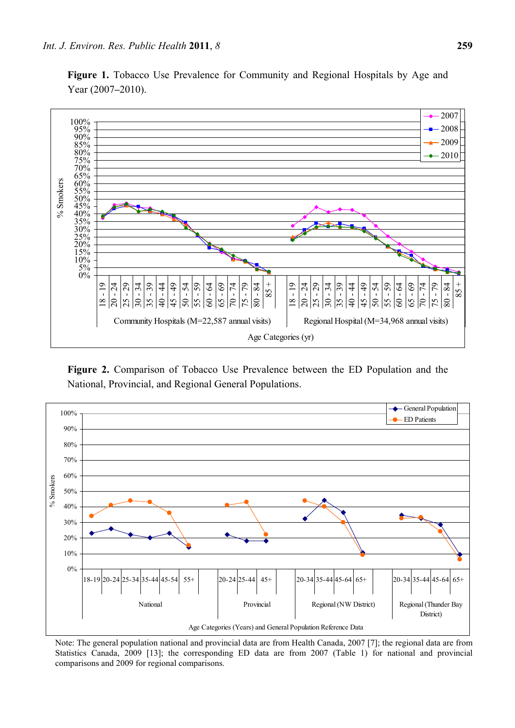**Figure 1.** Tobacco Use Prevalence for Community and Regional Hospitals by Age and Year (2007–2010).

**Figure 2.** Comparison of Tobacco Use Prevalence between the ED Population and the National, Provincial, and Regional General Populations.

Note: The general population national and provincial data are from Health Canada, 2007 [7]; the regional data are from Statistics Canada, 2009 [13]; the corresponding ED data are from 2007 (Table 1) for national and provincial comparisons and 2009 for regional comparisons.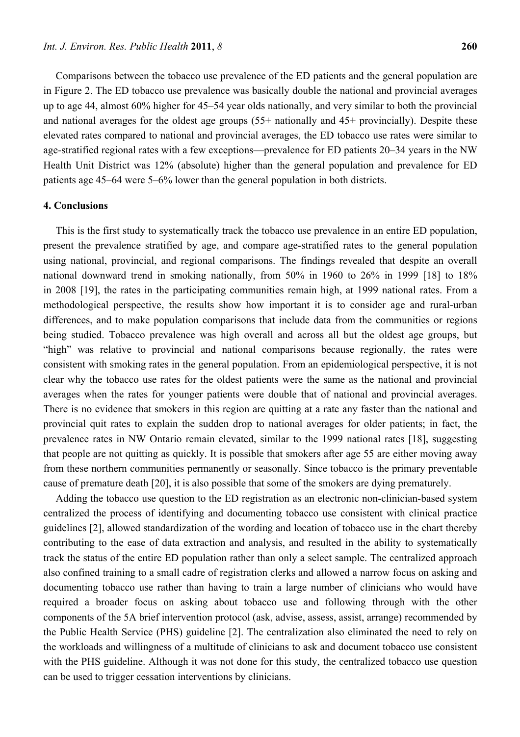Comparisons between the tobacco use prevalence of the ED patients and the general population are in Figure 2. The ED tobacco use prevalence was basically double the national and provincial averages up to age 44, almost 60% higher for 45–54 year olds nationally, and very similar to both the provincial and national averages for the oldest age groups (55+ nationally and 45+ provincially). Despite these elevated rates compared to national and provincial averages, the ED tobacco use rates were similar to age-stratified regional rates with a few exceptions—prevalence for ED patients 20–34 years in the NW Health Unit District was 12% (absolute) higher than the general population and prevalence for ED patients age 45–64 were 5–6% lower than the general population in both districts.

## 4. Conclusions

This is the first study to systematically track the tobacco use prevalence in an entire ED population, present the prevalence stratified by age, and compare age-stratified rates to the general population using national, provincial, and regional comparisons. The findings revealed that despite an overall national downward trend in smoking nationally, from 50% in 1960 to 26% in 1999 [18] to 18% in 2008 [19], the rates in the participating communities remain high, at 1999 national rates. From a methodological perspective, the results show how important it is to consider age and rural-urban differences, and to make population comparisons that include data from the communities or regions being studied. Tobacco prevalence was high overall and across all but the oldest age groups, but "high" was relative to provincial and national comparisons because regionally, the rates were consistent with smoking rates in the general population. From an epidemiological perspective, it is not clear why the tobacco use rates for the oldest patients were the same as the national and provincial averages when the rates for younger patients were double that of national and provincial averages. There is no evidence that smokers in this region are quitting at a rate any faster than the national and provincial quit rates to explain the sudden drop to national averages for older patients; in fact, the prevalence rates in NW Ontario remain elevated, similar to the 1999 national rates [18], suggesting that people are not quitting as quickly. It is possible that smokers after age 55 are either moving away from these northern communities permanently or seasonally. Since tobacco is the primary preventable cause of premature death [20], it is also possible that some of the smokers are dying prematurely.

Adding the tobacco use question to the ED registration as an electronic non-clinician-based system centralized the process of identifying and documenting tobacco use consistent with clinical practice guidelines [2], allowed standardization of the wording and location of tobacco use in the chart thereby contributing to the ease of data extraction and analysis, and resulted in the ability to systematically track the status of the entire ED population rather than only a select sample. The centralized approach also confined training to a small cadre of registration clerks and allowed a narrow focus on asking and documenting tobacco use rather than having to train a large number of clinicians who would have required a broader focus on asking about tobacco use and following through with the other components of the 5A brief intervention protocol (ask, advise, assess, assist, arrange) recommended by the Public Health Service (PHS) guideline [2]. The centralization also eliminated the need to rely on the workloads and willingness of a multitude of clinicians to ask and document tobacco use consistent with the PHS guideline. Although it was not done for this study, the centralized tobacco use question can be used to trigger cessation interventions by clinicians.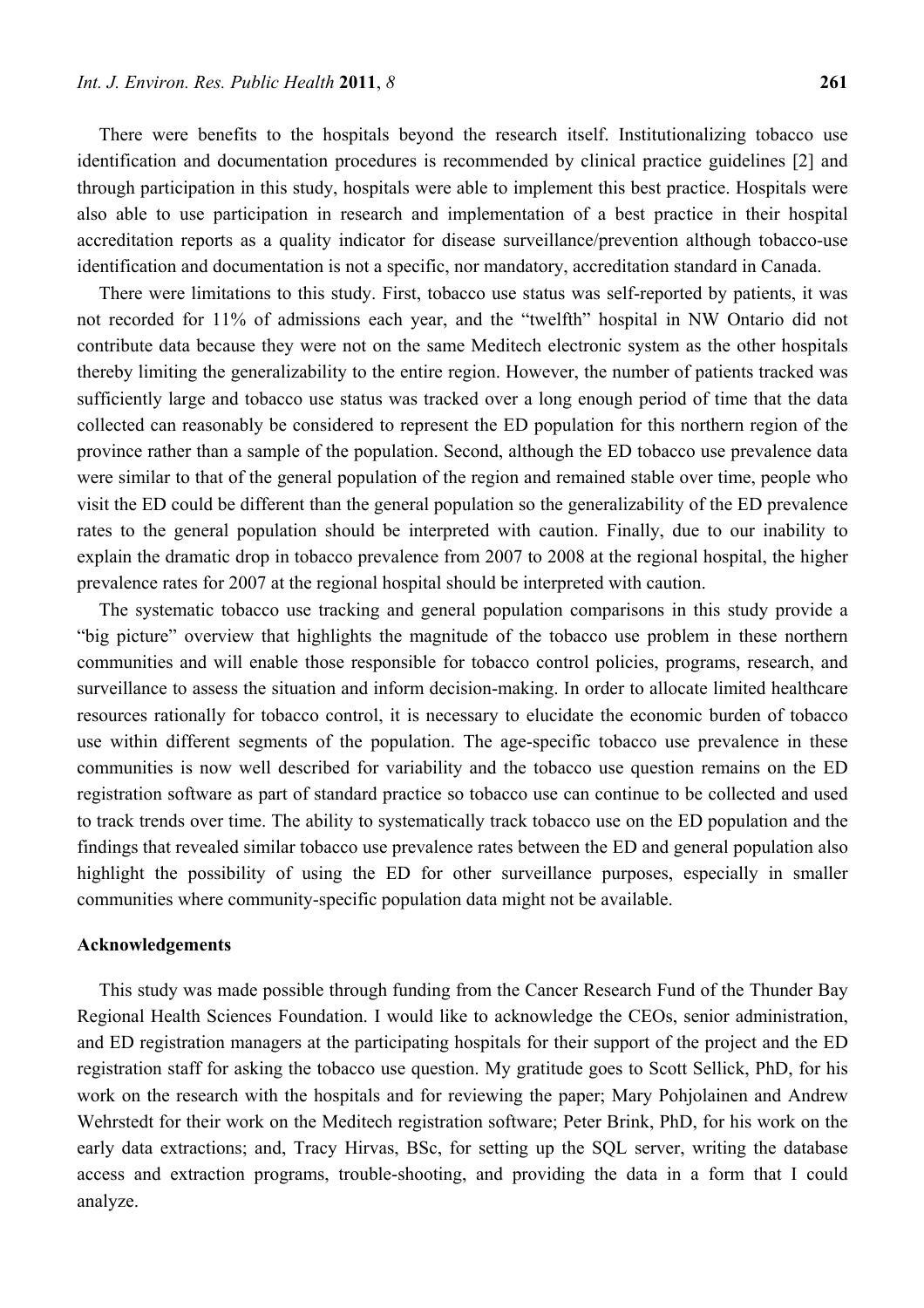There were benefits to the hospitals beyond the research itself. Institutionalizing tobacco use identification and documentation procedures is recommended by clinical practice guidelines [2] and through participation in this study, hospitals were able to implement this best practice. Hospitals were also able to use participation in research and implementation of a best practice in their hospital accreditation reports as a quality indicator for disease surveillance/prevention although tobacco-use identification and documentation is not a specific, nor mandatory, accreditation standard in Canada.

There were limitations to this study. First, tobacco use status was self-reported by patients, it was not recorded for 11% of admissions each year, and the "twelfth" hospital in NW Ontario did not contribute data because they were not on the same Meditech electronic system as the other hospitals thereby limiting the generalizability to the entire region. However, the number of patients tracked was sufficiently large and tobacco use status was tracked over a long enough period of time that the data collected can reasonably be considered to represent the ED population for this northern region of the province rather than a sample of the population. Second, although the ED tobacco use prevalence data were similar to that of the general population of the region and remained stable over time, people who visit the ED could be different than the general population so the generalizability of the ED prevalence rates to the general population should be interpreted with caution. Finally, due to our inability to explain the dramatic drop in tobacco prevalence from 2007 to 2008 at the regional hospital, the higher prevalence rates for 2007 at the regional hospital should be interpreted with caution.

The systematic tobacco use tracking and general population comparisons in this study provide a "big picture" overview that highlights the magnitude of the tobacco use problem in these northern communities and will enable those responsible for tobacco control policies, programs, research, and surveillance to assess the situation and inform decision-making. In order to allocate limited healthcare resources rationally for tobacco control, it is necessary to elucidate the economic burden of tobacco use within different segments of the population. The age-specific tobacco use prevalence in these communities is now well described for variability and the tobacco use question remains on the ED registration software as part of standard practice so tobacco use can continue to be collected and used to track trends over time. The ability to systematically track tobacco use on the ED population and the findings that revealed similar tobacco use prevalence rates between the ED and general population also highlight the possibility of using the ED for other surveillance purposes, especially in smaller communities where community-specific population data might not be available.

## Acknowledgements

This study was made possible through funding from the Cancer Research Fund of the Thunder Bay Regional Health Sciences Foundation. I would like to acknowledge the CEOs, senior administration, and ED registration managers at the participating hospitals for their support of the project and the ED registration staff for asking the tobacco use question. My gratitude goes to Scott Sellick, PhD, for his work on the research with the hospitals and for reviewing the paper; Mary Pohjolainen and Andrew Wehrstedt for their work on the Meditech registration software; Peter Brink, PhD, for his work on the early data extractions; and, Tracy Hirvas, BSc, for setting up the SQL server, writing the database access and extraction programs, trouble-shooting, and providing the data in a form that I could analyze.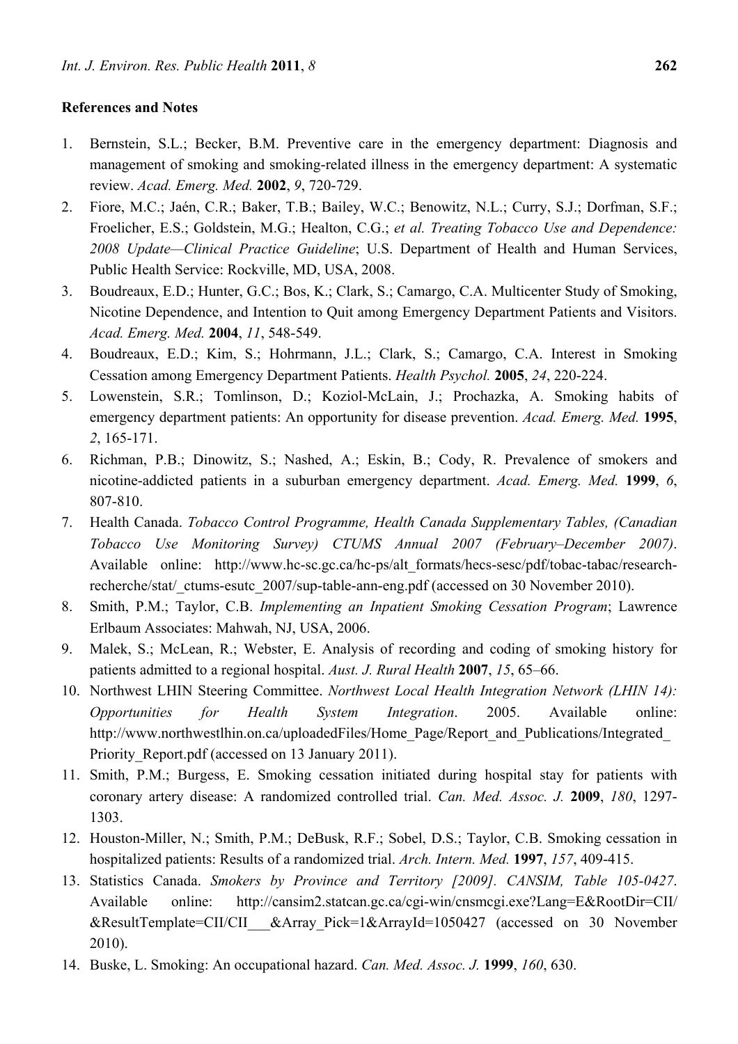## References and Notes

1. Bernstein, S.L.; Becker, B.M. Preventive care in the emergency department: Diagnosis and management of smoking and smoking-related illness in the emergency department: A systematic review. *Acad. Emerg. Med.* **2002**, *9*, 720-729.
2. Fiore, M.C.; Jaén, C.R.; Baker, T.B.; Bailey, W.C.; Benowitz, N.L.; Curry, S.J.; Dorfman, S.F.; Froelicher, E.S.; Goldstein, M.G.; Healton, C.G.; *et al. Treating Tobacco Use and Dependence: 2008 Update—Clinical Practice Guideline*; U.S. Department of Health and Human Services, Public Health Service: Rockville, MD, USA, 2008.
3. Boudreaux, E.D.; Hunter, G.C.; Bos, K.; Clark, S.; Camargo, C.A. Multicenter Study of Smoking, Nicotine Dependence, and Intention to Quit among Emergency Department Patients and Visitors. *Acad. Emerg. Med.* **2004**, *11*, 548-549.
4. Boudreaux, E.D.; Kim, S.; Hohrmann, J.L.; Clark, S.; Camargo, C.A. Interest in Smoking Cessation among Emergency Department Patients. *Health Psychol.* **2005**, *24*, 220-224.
5. Lowenstein, S.R.; Tomlinson, D.; Koziol-McLain, J.; Prochazka, A. Smoking habits of emergency department patients: An opportunity for disease prevention. *Acad. Emerg. Med.* **1995**, *2*, 165-171.
6. Richman, P.B.; Dinowitz, S.; Nashed, A.; Eskin, B.; Cody, R. Prevalence of smokers and nicotine-addicted patients in a suburban emergency department. *Acad. Emerg. Med.* **1999**, *6*, 807-810.
7. Health Canada. *Tobacco Control Programme, Health Canada Supplementary Tables, (Canadian Tobacco Use Monitoring Survey) CTUMS Annual 2007 (February–December 2007)*. Available online: http://www.hc-sc.gc.ca/hc-ps/alt_formats/hecs-sesc/pdf/tobac-tabac/research-recherche/stat/_ctums-esutc_2007/sup-table-ann-eng.pdf (accessed on 30 November 2010).
8. Smith, P.M.; Taylor, C.B. *Implementing an Inpatient Smoking Cessation Program*; Lawrence Erlbaum Associates: Mahwah, NJ, USA, 2006.
9. Malek, S.; McLean, R.; Webster, E. Analysis of recording and coding of smoking history for patients admitted to a regional hospital. *Aust. J. Rural Health* **2007**, *15*, 65–66.
10. Northwest LHIN Steering Committee. *Northwest Local Health Integration Network (LHIN 14): Opportunities for Health System Integration*. 2005. Available online: http://www.northwestlhin.on.ca/uploadedFiles/Home_Page/Report_and_Publications/Integrated_Priority_Report.pdf (accessed on 13 January 2011).
11. Smith, P.M.; Burgess, E. Smoking cessation initiated during hospital stay for patients with coronary artery disease: A randomized controlled trial. *Can. Med. Assoc. J.* **2009**, *180*, 1297-1303.
12. Houston-Miller, N.; Smith, P.M.; DeBusk, R.F.; Sobel, D.S.; Taylor, C.B. Smoking cessation in hospitalized patients: Results of a randomized trial. *Arch. Intern. Med.* **1997**, *157*, 409-415.
13. Statistics Canada. *Smokers by Province and Territory [2009]. CANSIM, Table 105-0427*. Available online: http://cansim2.statcan.gc.ca/cgi-win/cnsmcgi.exe?Lang=E&RootDir=CII/&ResultTemplate=CII/CII___&Array_Pick=1&ArrayId=1050427 (accessed on 30 November 2010).
14. Buske, L. Smoking: An occupational hazard. *Can. Med. Assoc. J.* **1999**, *160*, 630.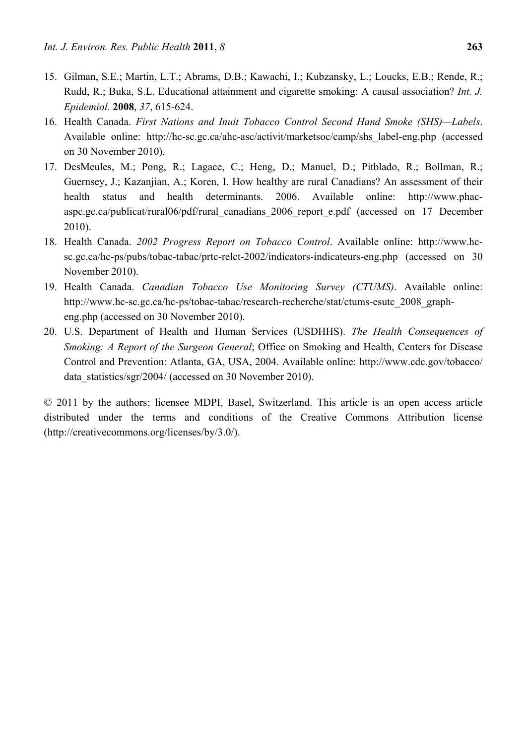15. Gilman, S.E.; Martin, L.T.; Abrams, D.B.; Kawachi, I.; Kubzansky, L.; Loucks, E.B.; Rende, R.; Rudd, R.; Buka, S.L. Educational attainment and cigarette smoking: A causal association? *Int. J. Epidemiol.* **2008**, *37*, 615-624.
16. Health Canada. *First Nations and Inuit Tobacco Control Second Hand Smoke (SHS)—Labels*. Available online: http://hc-sc.gc.ca/ahc-asc/activit/marketsoc/camp/shs_label-eng.php (accessed on 30 November 2010).
17. DesMeules, M.; Pong, R.; Lagace, C.; Heng, D.; Manuel, D.; Pitblado, R.; Bollman, R.; Guernsey, J.; Kazanjian, A.; Koren, I. How healthy are rural Canadians? An assessment of their health status and health determinants. 2006. Available online: http://www.phac-aspc.gc.ca/publicat/rural06/pdf/rural_canadians_2006_report_e.pdf (accessed on 17 December 2010).
18. Health Canada. *2002 Progress Report on Tobacco Control*. Available online: http://www.hc-sc.gc.ca/hc-ps/pubs/tobac-tabac/prtc-relct-2002/indicators-indicateurs-eng.php (accessed on 30 November 2010).
19. Health Canada. *Canadian Tobacco Use Monitoring Survey (CTUMS)*. Available online: http://www.hc-sc.gc.ca/hc-ps/tobac-tabac/research-recherche/stat/ctums-esutc_2008_graph-eng.php (accessed on 30 November 2010).
20. U.S. Department of Health and Human Services (USDHHS). *The Health Consequences of Smoking: A Report of the Surgeon General*; Office on Smoking and Health, Centers for Disease Control and Prevention: Atlanta, GA, USA, 2004. Available online: http://www.cdc.gov/tobacco/data_statistics/sgr/2004/ (accessed on 30 November 2010).

© 2011 by the authors; licensee MDPI, Basel, Switzerland. This article is an open access article distributed under the terms and conditions of the Creative Commons Attribution license (http://creativecommons.org/licenses/by/3.0/).